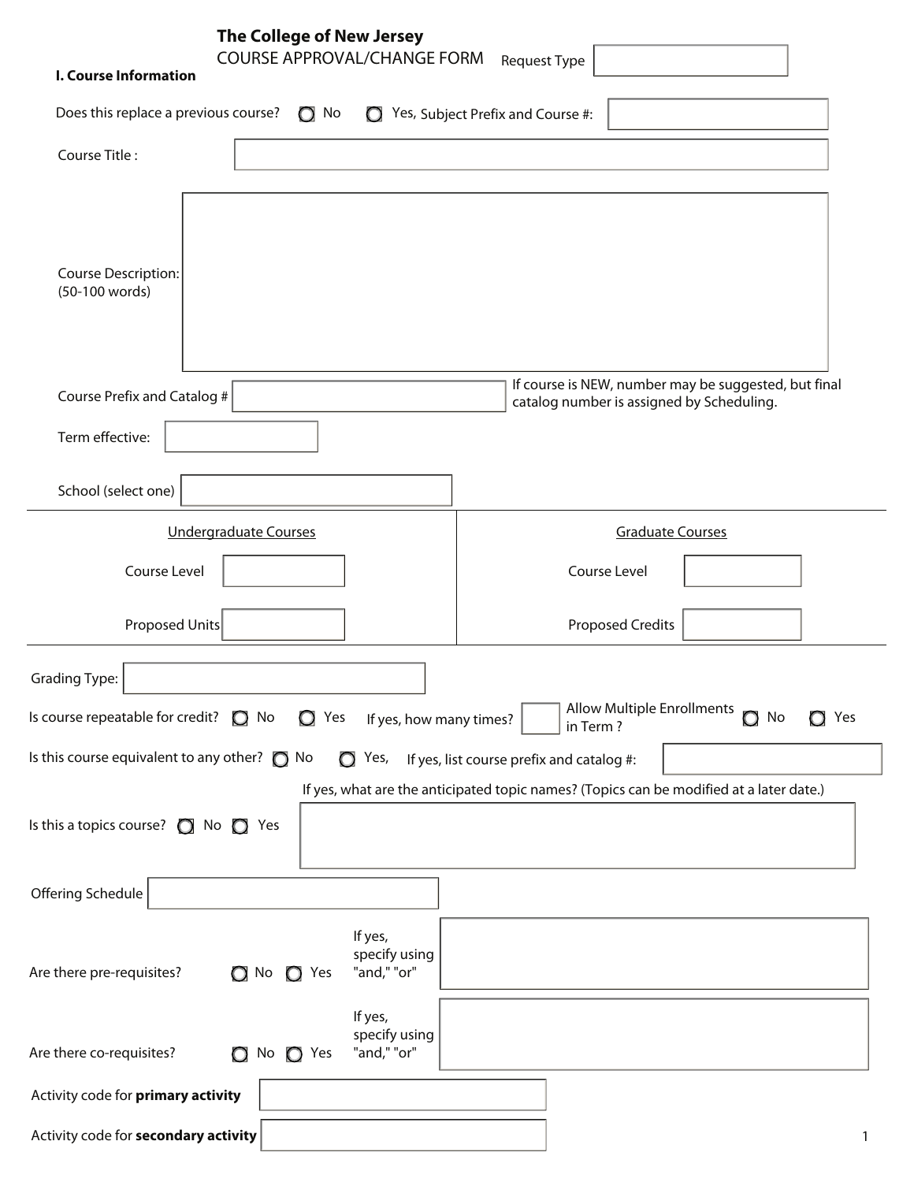# The College of New Jersey

COURSE APPROVAL/CHANGE FORM Request Type

## I. Course Information

Does this replace a previous course? ○ No ○ Yes, Subject Prefix and Course #:

Course Title :

Course Description: (50-100 words)

Course Prefix and Catalog # — If course is NEW, number may be suggested, but final catalog number is assigned by Scheduling.

Term effective:

School (select one)

| Undergraduate Courses | Graduate Courses |
| --- | --- |
| Course Level | Course Level |
| Proposed Units | Proposed Credits |

Grading Type:

Is course repeatable for credit? ○ No ○ Yes If yes, how many times? Allow Multiple Enrollments in Term ? ○ No ○ Yes

Is this course equivalent to any other? ○ No ○ Yes, If yes, list course prefix and catalog #:

Is this a topics course? ○ No ○ Yes If yes, what are the anticipated topic names? (Topics can be modified at a later date.)

Offering Schedule

Are there pre-requisites? ○ No ○ Yes If yes, specify using "and," "or"

Are there co-requisites? ○ No ○ Yes If yes, specify using "and," "or"

Activity code for **primary activity**

Activity code for **secondary activity**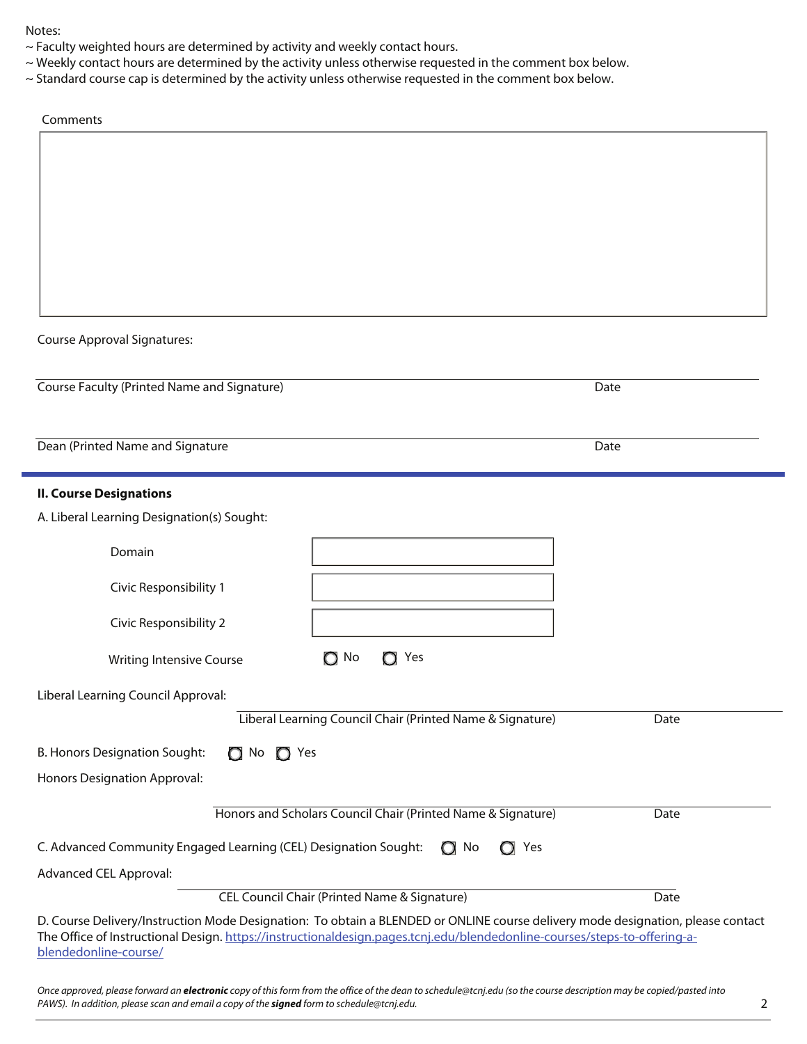Notes:

~ Faculty weighted hours are determined by activity and weekly contact hours.
~ Weekly contact hours are determined by the activity unless otherwise requested in the comment box below.
~ Standard course cap is determined by the activity unless otherwise requested in the comment box below.

Comments

Course Approval Signatures:

Course Faculty (Printed Name and Signature) Date

Dean (Printed Name and Signature Date

## II. Course Designations

A. Liberal Learning Designation(s) Sought:

Domain

Civic Responsibility 1

Civic Responsibility 2

Writing Intensive Course ◯ No ◯ Yes

Liberal Learning Council Approval:

Liberal Learning Council Chair (Printed Name & Signature) Date

B. Honors Designation Sought: ◯ No ◯ Yes

Honors Designation Approval:

Honors and Scholars Council Chair (Printed Name & Signature) Date

C. Advanced Community Engaged Learning (CEL) Designation Sought: ◯ No ◯ Yes

Advanced CEL Approval:

CEL Council Chair (Printed Name & Signature) Date

D. Course Delivery/Instruction Mode Designation: To obtain a BLENDED or ONLINE course delivery mode designation, please contact The Office of Instructional Design. https://instructionaldesign.pages.tcnj.edu/blendedonline-courses/steps-to-offering-a-blendedonline-course/

*Once approved, please forward an **electronic** copy of this form from the office of the dean to schedule@tcnj.edu (so the course description may be copied/pasted into PAWS). In addition, please scan and email a copy of the **signed** form to schedule@tcnj.edu.*